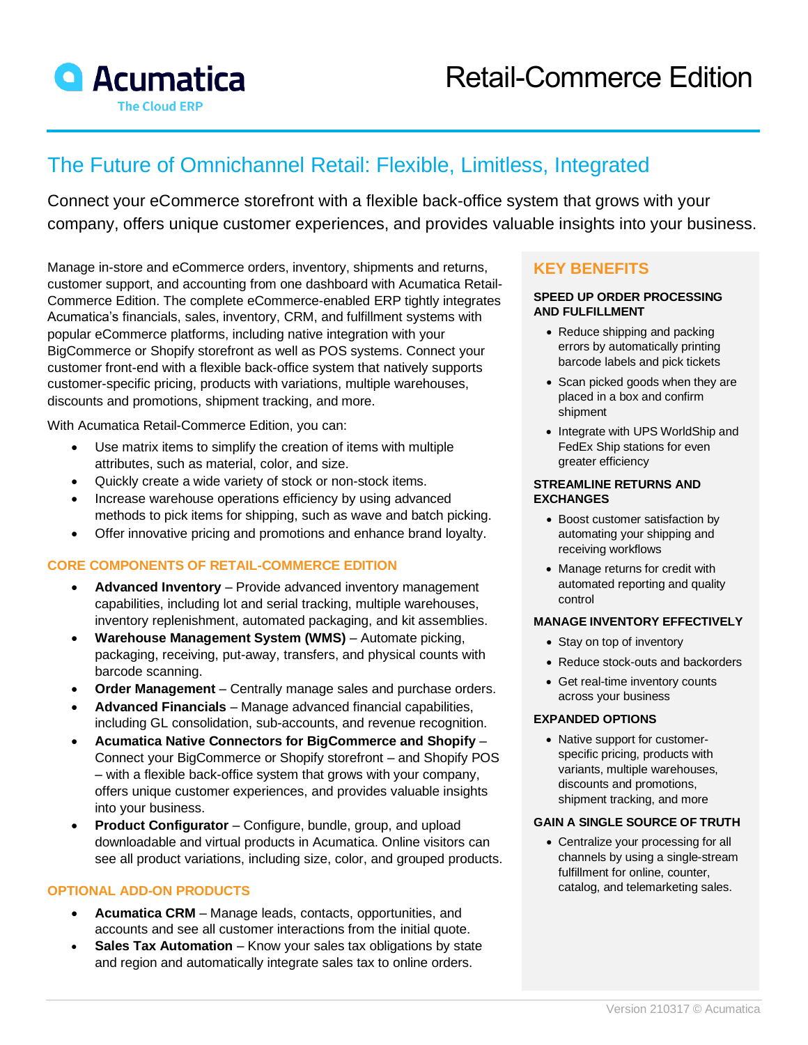Acumatica

The Cloud ERP

# Retail-Commerce Edition

## The Future of Omnichannel Retail: Flexible, Limitless, Integrated

Connect your eCommerce storefront with a flexible back-office system that grows with your company, offers unique customer experiences, and provides valuable insights into your business.

Manage in-store and eCommerce orders, inventory, shipments and returns, customer support, and accounting from one dashboard with Acumatica Retail-Commerce Edition. The complete eCommerce-enabled ERP tightly integrates Acumatica's financials, sales, inventory, CRM, and fulfillment systems with popular eCommerce platforms, including native integration with your BigCommerce or Shopify storefront as well as POS systems. Connect your customer front-end with a flexible back-office system that natively supports customer-specific pricing, products with variations, multiple warehouses, discounts and promotions, shipment tracking, and more.

With Acumatica Retail-Commerce Edition, you can:

- Use matrix items to simplify the creation of items with multiple attributes, such as material, color, and size.
- Quickly create a wide variety of stock or non-stock items.
- Increase warehouse operations efficiency by using advanced methods to pick items for shipping, such as wave and batch picking.
- Offer innovative pricing and promotions and enhance brand loyalty.

### CORE COMPONENTS OF RETAIL-COMMERCE EDITION

- **Advanced Inventory** – Provide advanced inventory management capabilities, including lot and serial tracking, multiple warehouses, inventory replenishment, automated packaging, and kit assemblies.
- **Warehouse Management System (WMS)** – Automate picking, packaging, receiving, put-away, transfers, and physical counts with barcode scanning.
- **Order Management** – Centrally manage sales and purchase orders.
- **Advanced Financials** – Manage advanced financial capabilities, including GL consolidation, sub-accounts, and revenue recognition.
- **Acumatica Native Connectors for BigCommerce and Shopify** – Connect your BigCommerce or Shopify storefront – and Shopify POS – with a flexible back-office system that grows with your company, offers unique customer experiences, and provides valuable insights into your business.
- **Product Configurator** – Configure, bundle, group, and upload downloadable and virtual products in Acumatica. Online visitors can see all product variations, including size, color, and grouped products.

### OPTIONAL ADD-ON PRODUCTS

- **Acumatica CRM** – Manage leads, contacts, opportunities, and accounts and see all customer interactions from the initial quote.
- **Sales Tax Automation** – Know your sales tax obligations by state and region and automatically integrate sales tax to online orders.

### KEY BENEFITS

#### SPEED UP ORDER PROCESSING AND FULFILLMENT

- Reduce shipping and packing errors by automatically printing barcode labels and pick tickets
- Scan picked goods when they are placed in a box and confirm shipment
- Integrate with UPS WorldShip and FedEx Ship stations for even greater efficiency

#### STREAMLINE RETURNS AND EXCHANGES

- Boost customer satisfaction by automating your shipping and receiving workflows
- Manage returns for credit with automated reporting and quality control

#### MANAGE INVENTORY EFFECTIVELY

- Stay on top of inventory
- Reduce stock-outs and backorders
- Get real-time inventory counts across your business

#### EXPANDED OPTIONS

- Native support for customer-specific pricing, products with variants, multiple warehouses, discounts and promotions, shipment tracking, and more

#### GAIN A SINGLE SOURCE OF TRUTH

- Centralize your processing for all channels by using a single-stream fulfillment for online, counter, catalog, and telemarketing sales.

Version 210317 © Acumatica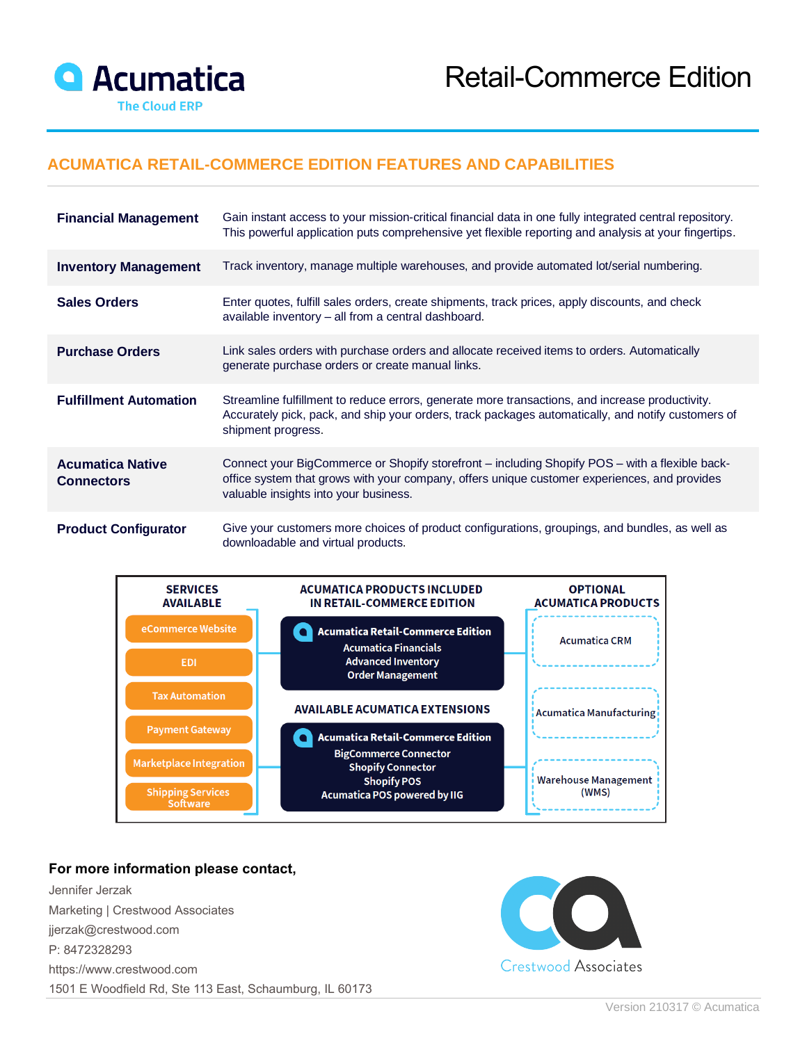Acumatica
The Cloud ERP

# Retail-Commerce Edition

## ACUMATICA RETAIL-COMMERCE EDITION FEATURES AND CAPABILITIES

| | |
|---|---|
| **Financial Management** | Gain instant access to your mission-critical financial data in one fully integrated central repository. This powerful application puts comprehensive yet flexible reporting and analysis at your fingertips. |
| **Inventory Management** | Track inventory, manage multiple warehouses, and provide automated lot/serial numbering. |
| **Sales Orders** | Enter quotes, fulfill sales orders, create shipments, track prices, apply discounts, and check available inventory – all from a central dashboard. |
| **Purchase Orders** | Link sales orders with purchase orders and allocate received items to orders. Automatically generate purchase orders or create manual links. |
| **Fulfillment Automation** | Streamline fulfillment to reduce errors, generate more transactions, and increase productivity. Accurately pick, pack, and ship your orders, track packages automatically, and notify customers of shipment progress. |
| **Acumatica Native Connectors** | Connect your BigCommerce or Shopify storefront – including Shopify POS – with a flexible back-office system that grows with your company, offers unique customer experiences, and provides valuable insights into your business. |
| **Product Configurator** | Give your customers more choices of product configurations, groupings, and bundles, as well as downloadable and virtual products. |

SERVICES AVAILABLE
eCommerce Website
EDI
Tax Automation
Payment Gateway
Marketplace Integration
Shipping Services Software

ACUMATICA PRODUCTS INCLUDED IN RETAIL-COMMERCE EDITION
Acumatica Retail-Commerce Edition
Acumatica Financials
Advanced Inventory
Order Management

AVAILABLE ACUMATICA EXTENSIONS
Acumatica Retail-Commerce Edition
BigCommerce Connector
Shopify Connector
Shopify POS
Acumatica POS powered by IIG

OPTIONAL ACUMATICA PRODUCTS
Acumatica CRM
Acumatica Manufacturing
Warehouse Management (WMS)

**For more information please contact,**

Jennifer Jerzak
Marketing | Crestwood Associates
jjerzak@crestwood.com
P: 8472328293
https://www.crestwood.com
1501 E Woodfield Rd, Ste 113 East, Schaumburg, IL 60173

Crestwood Associates

Version 210317 © Acumatica